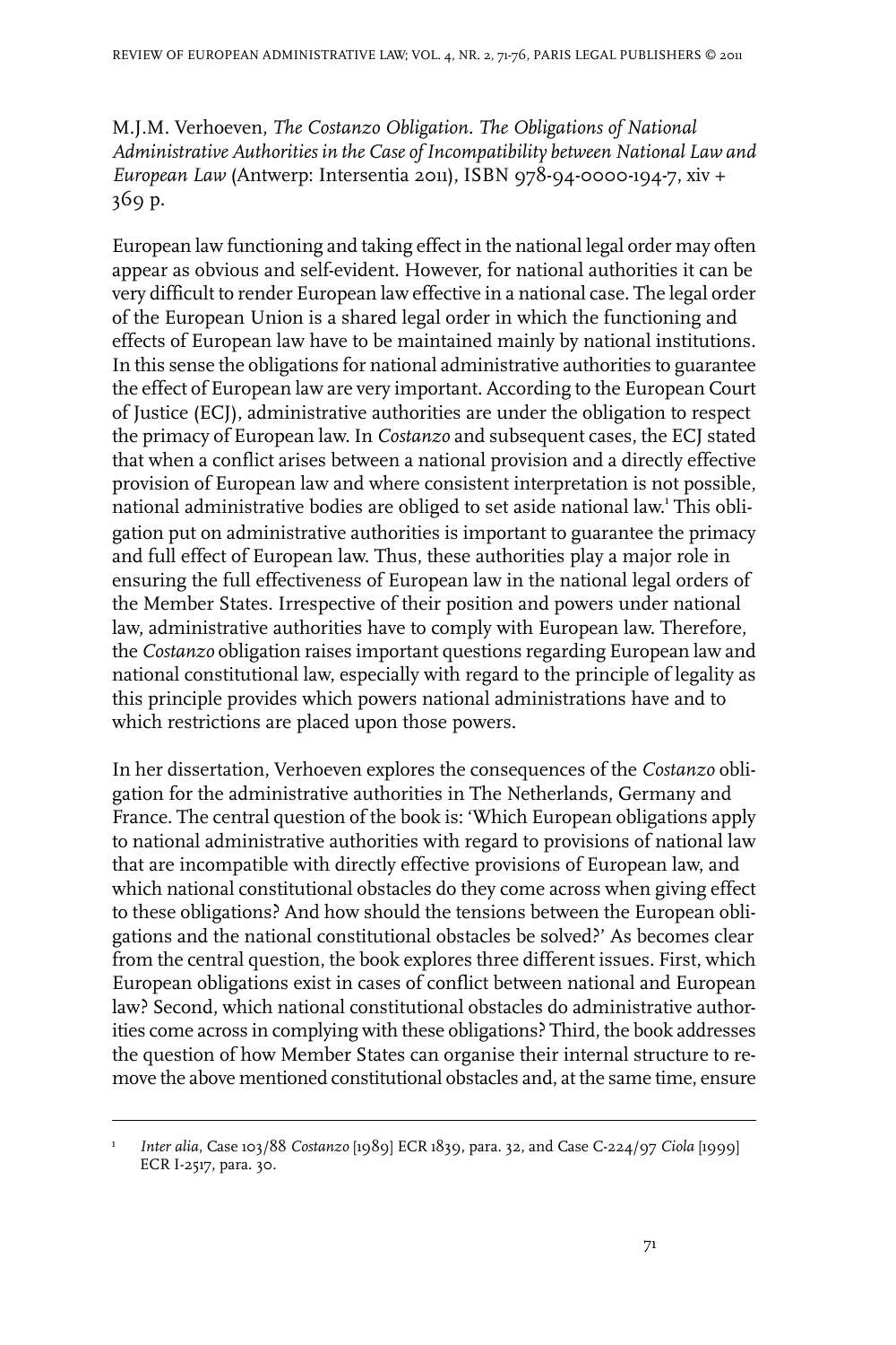M.J.M. Verhoeven, *The Costanzo Obligation. The Obligations of National Administrative Authorities in the Case of Incompatibility between National Law and European Law* (Antwerp: Intersentia 2011), ISBN 978-94-0000-194-7, xiv + 369 p.

European law functioning and taking effect in the national legal order may often appear as obvious and self-evident. However, for national authorities it can be very difficult to render European law effective in a national case. The legal order of the European Union is a shared legal order in which the functioning and effects of European law have to be maintained mainly by national institutions. In this sense the obligations for national administrative authorities to guarantee the effect of European law are very important. According to the European Court of Justice (ECJ), administrative authorities are under the obligation to respect the primacy of European law. In *Costanzo* and subsequent cases, the ECJ stated that when a conflict arises between a national provision and a directly effective provision of European law and where consistent interpretation is not possible, national administrative bodies are obliged to set aside national law.[1] This obligation put on administrative authorities is important to guarantee the primacy and full effect of European law. Thus, these authorities play a major role in ensuring the full effectiveness of European law in the national legal orders of the Member States. Irrespective of their position and powers under national law, administrative authorities have to comply with European law. Therefore, the *Costanzo* obligation raises important questions regarding European law and national constitutional law, especially with regard to the principle of legality as this principle provides which powers national administrations have and to which restrictions are placed upon those powers.

In her dissertation, Verhoeven explores the consequences of the *Costanzo* obligation for the administrative authorities in The Netherlands, Germany and France. The central question of the book is: 'Which European obligations apply to national administrative authorities with regard to provisions of national law that are incompatible with directly effective provisions of European law, and which national constitutional obstacles do they come across when giving effect to these obligations? And how should the tensions between the European obligations and the national constitutional obstacles be solved?' As becomes clear from the central question, the book explores three different issues. First, which European obligations exist in cases of conflict between national and European law? Second, which national constitutional obstacles do administrative authorities come across in complying with these obligations? Third, the book addresses the question of how Member States can organise their internal structure to remove the above mentioned constitutional obstacles and, at the same time, ensure

---

[1] *Inter alia*, Case 103/88 *Costanzo* [1989] ECR 1839, para. 32, and Case C-224/97 *Ciola* [1999] ECR I-2517, para. 30.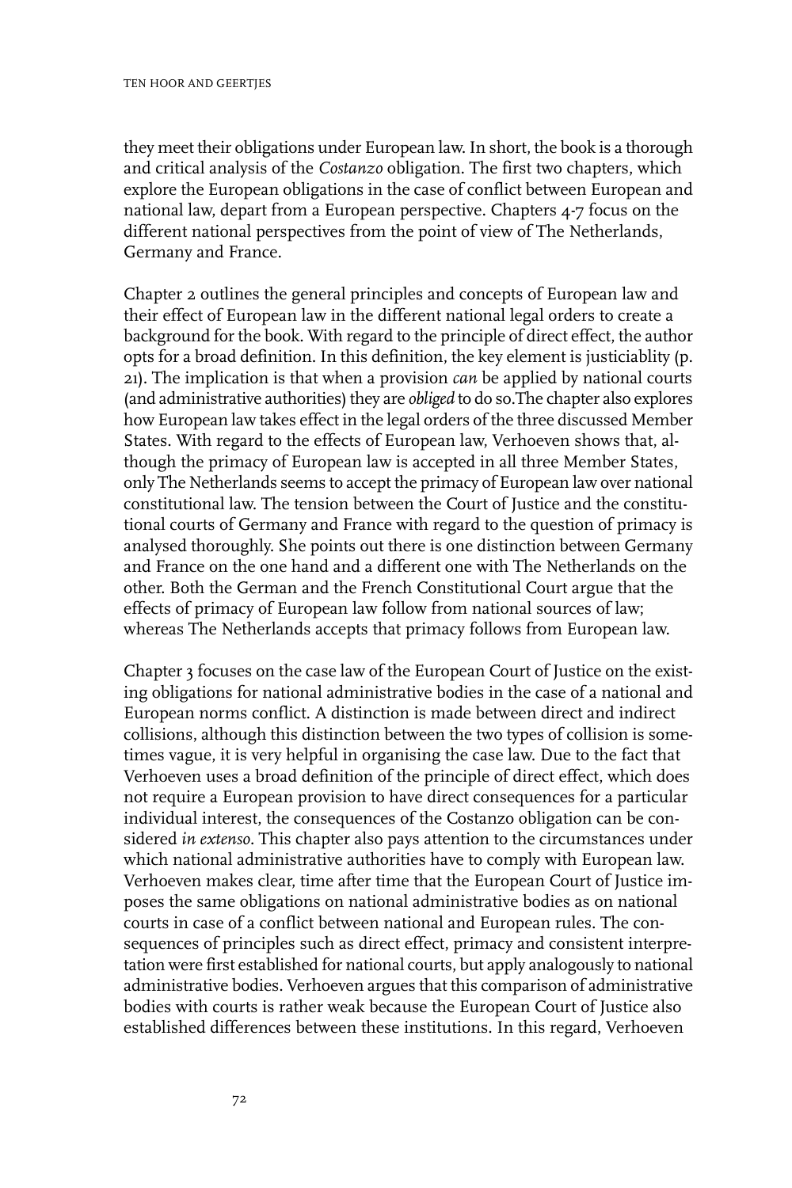they meet their obligations under European law. In short, the book is a thorough and critical analysis of the *Costanzo* obligation. The first two chapters, which explore the European obligations in the case of conflict between European and national law, depart from a European perspective. Chapters 4-7 focus on the different national perspectives from the point of view of The Netherlands, Germany and France.

Chapter 2 outlines the general principles and concepts of European law and their effect of European law in the different national legal orders to create a background for the book. With regard to the principle of direct effect, the author opts for a broad definition. In this definition, the key element is justiciablity (p. 21). The implication is that when a provision *can* be applied by national courts (and administrative authorities) they are *obliged* to do so.The chapter also explores how European law takes effect in the legal orders of the three discussed Member States. With regard to the effects of European law, Verhoeven shows that, although the primacy of European law is accepted in all three Member States, only The Netherlands seems to accept the primacy of European law over national constitutional law. The tension between the Court of Justice and the constitutional courts of Germany and France with regard to the question of primacy is analysed thoroughly. She points out there is one distinction between Germany and France on the one hand and a different one with The Netherlands on the other. Both the German and the French Constitutional Court argue that the effects of primacy of European law follow from national sources of law; whereas The Netherlands accepts that primacy follows from European law.

Chapter 3 focuses on the case law of the European Court of Justice on the existing obligations for national administrative bodies in the case of a national and European norms conflict. A distinction is made between direct and indirect collisions, although this distinction between the two types of collision is sometimes vague, it is very helpful in organising the case law. Due to the fact that Verhoeven uses a broad definition of the principle of direct effect, which does not require a European provision to have direct consequences for a particular individual interest, the consequences of the Costanzo obligation can be considered *in extenso*. This chapter also pays attention to the circumstances under which national administrative authorities have to comply with European law. Verhoeven makes clear, time after time that the European Court of Justice imposes the same obligations on national administrative bodies as on national courts in case of a conflict between national and European rules. The consequences of principles such as direct effect, primacy and consistent interpretation were first established for national courts, but apply analogously to national administrative bodies. Verhoeven argues that this comparison of administrative bodies with courts is rather weak because the European Court of Justice also established differences between these institutions. In this regard, Verhoeven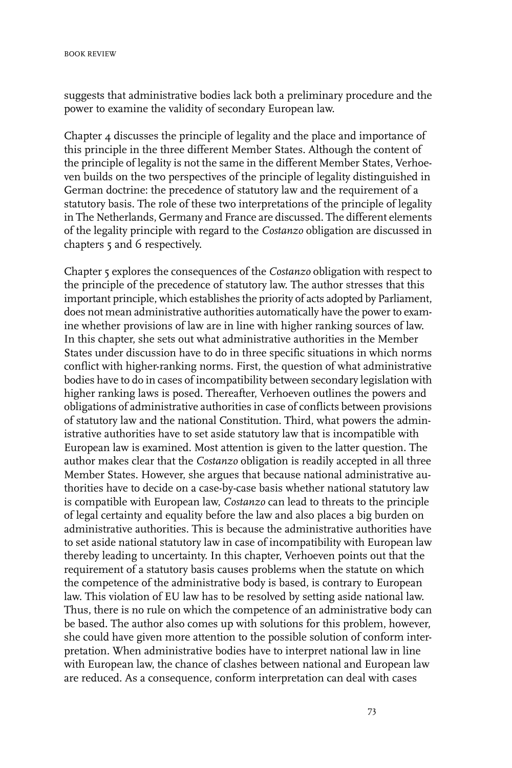suggests that administrative bodies lack both a preliminary procedure and the power to examine the validity of secondary European law.

Chapter 4 discusses the principle of legality and the place and importance of this principle in the three different Member States. Although the content of the principle of legality is not the same in the different Member States, Verhoeven builds on the two perspectives of the principle of legality distinguished in German doctrine: the precedence of statutory law and the requirement of a statutory basis. The role of these two interpretations of the principle of legality in The Netherlands, Germany and France are discussed. The different elements of the legality principle with regard to the *Costanzo* obligation are discussed in chapters 5 and 6 respectively.

Chapter 5 explores the consequences of the *Costanzo* obligation with respect to the principle of the precedence of statutory law. The author stresses that this important principle, which establishes the priority of acts adopted by Parliament, does not mean administrative authorities automatically have the power to examine whether provisions of law are in line with higher ranking sources of law. In this chapter, she sets out what administrative authorities in the Member States under discussion have to do in three specific situations in which norms conflict with higher-ranking norms. First, the question of what administrative bodies have to do in cases of incompatibility between secondary legislation with higher ranking laws is posed. Thereafter, Verhoeven outlines the powers and obligations of administrative authorities in case of conflicts between provisions of statutory law and the national Constitution. Third, what powers the administrative authorities have to set aside statutory law that is incompatible with European law is examined. Most attention is given to the latter question. The author makes clear that the *Costanzo* obligation is readily accepted in all three Member States. However, she argues that because national administrative authorities have to decide on a case-by-case basis whether national statutory law is compatible with European law, *Costanzo* can lead to threats to the principle of legal certainty and equality before the law and also places a big burden on administrative authorities. This is because the administrative authorities have to set aside national statutory law in case of incompatibility with European law thereby leading to uncertainty. In this chapter, Verhoeven points out that the requirement of a statutory basis causes problems when the statute on which the competence of the administrative body is based, is contrary to European law. This violation of EU law has to be resolved by setting aside national law. Thus, there is no rule on which the competence of an administrative body can be based. The author also comes up with solutions for this problem, however, she could have given more attention to the possible solution of conform interpretation. When administrative bodies have to interpret national law in line with European law, the chance of clashes between national and European law are reduced. As a consequence, conform interpretation can deal with cases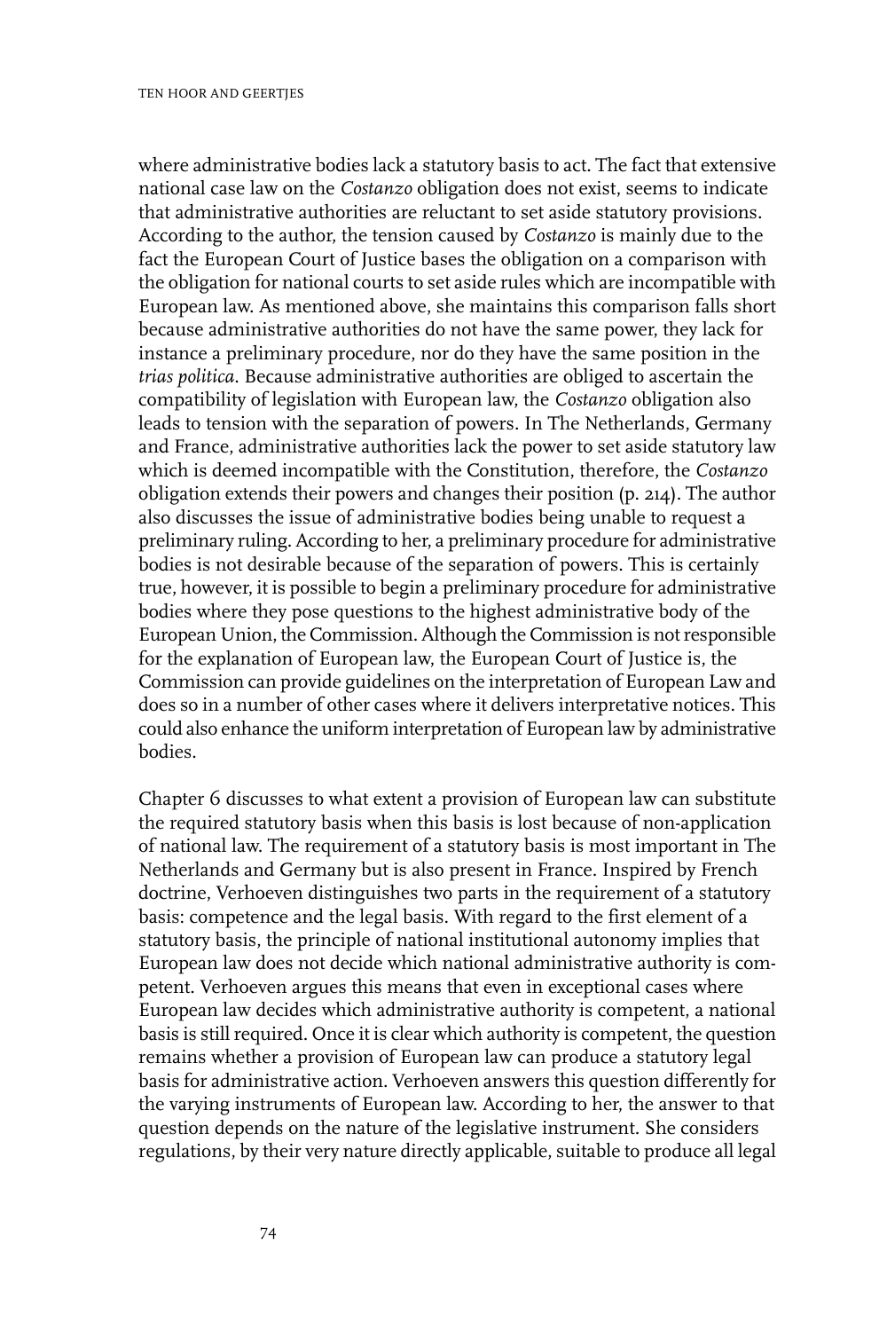where administrative bodies lack a statutory basis to act. The fact that extensive national case law on the *Costanzo* obligation does not exist, seems to indicate that administrative authorities are reluctant to set aside statutory provisions. According to the author, the tension caused by *Costanzo* is mainly due to the fact the European Court of Justice bases the obligation on a comparison with the obligation for national courts to set aside rules which are incompatible with European law. As mentioned above, she maintains this comparison falls short because administrative authorities do not have the same power, they lack for instance a preliminary procedure, nor do they have the same position in the *trias politica*. Because administrative authorities are obliged to ascertain the compatibility of legislation with European law, the *Costanzo* obligation also leads to tension with the separation of powers. In The Netherlands, Germany and France, administrative authorities lack the power to set aside statutory law which is deemed incompatible with the Constitution, therefore, the *Costanzo* obligation extends their powers and changes their position (p. 214). The author also discusses the issue of administrative bodies being unable to request a preliminary ruling. According to her, a preliminary procedure for administrative bodies is not desirable because of the separation of powers. This is certainly true, however, it is possible to begin a preliminary procedure for administrative bodies where they pose questions to the highest administrative body of the European Union, the Commission. Although the Commission is not responsible for the explanation of European law, the European Court of Justice is, the Commission can provide guidelines on the interpretation of European Law and does so in a number of other cases where it delivers interpretative notices. This could also enhance the uniform interpretation of European law by administrative bodies.

Chapter 6 discusses to what extent a provision of European law can substitute the required statutory basis when this basis is lost because of non-application of national law. The requirement of a statutory basis is most important in The Netherlands and Germany but is also present in France. Inspired by French doctrine, Verhoeven distinguishes two parts in the requirement of a statutory basis: competence and the legal basis. With regard to the first element of a statutory basis, the principle of national institutional autonomy implies that European law does not decide which national administrative authority is competent. Verhoeven argues this means that even in exceptional cases where European law decides which administrative authority is competent, a national basis is still required. Once it is clear which authority is competent, the question remains whether a provision of European law can produce a statutory legal basis for administrative action. Verhoeven answers this question differently for the varying instruments of European law. According to her, the answer to that question depends on the nature of the legislative instrument. She considers regulations, by their very nature directly applicable, suitable to produce all legal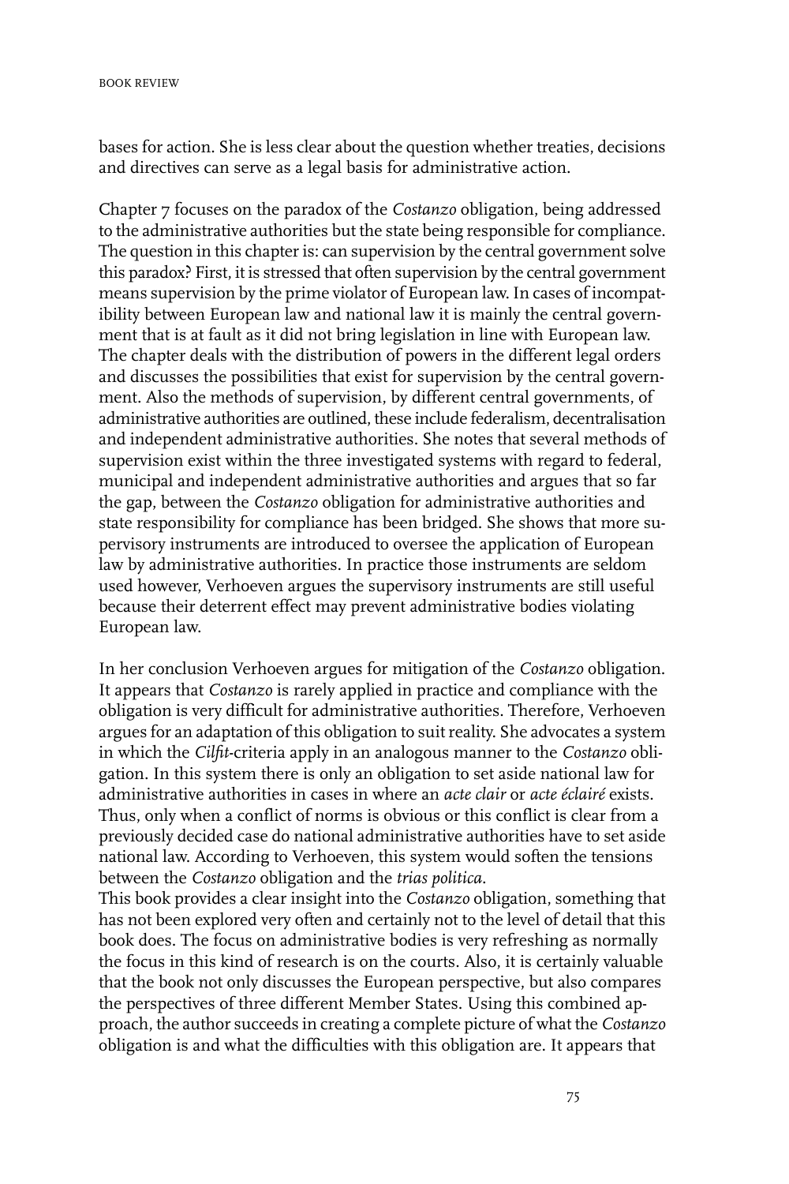bases for action. She is less clear about the question whether treaties, decisions and directives can serve as a legal basis for administrative action.

Chapter 7 focuses on the paradox of the *Costanzo* obligation, being addressed to the administrative authorities but the state being responsible for compliance. The question in this chapter is: can supervision by the central government solve this paradox? First, it is stressed that often supervision by the central government means supervision by the prime violator of European law. In cases of incompatibility between European law and national law it is mainly the central government that is at fault as it did not bring legislation in line with European law. The chapter deals with the distribution of powers in the different legal orders and discusses the possibilities that exist for supervision by the central government. Also the methods of supervision, by different central governments, of administrative authorities are outlined, these include federalism, decentralisation and independent administrative authorities. She notes that several methods of supervision exist within the three investigated systems with regard to federal, municipal and independent administrative authorities and argues that so far the gap, between the *Costanzo* obligation for administrative authorities and state responsibility for compliance has been bridged. She shows that more supervisory instruments are introduced to oversee the application of European law by administrative authorities. In practice those instruments are seldom used however, Verhoeven argues the supervisory instruments are still useful because their deterrent effect may prevent administrative bodies violating European law.

In her conclusion Verhoeven argues for mitigation of the *Costanzo* obligation. It appears that *Costanzo* is rarely applied in practice and compliance with the obligation is very difficult for administrative authorities. Therefore, Verhoeven argues for an adaptation of this obligation to suit reality. She advocates a system in which the *Cilfit*-criteria apply in an analogous manner to the *Costanzo* obligation. In this system there is only an obligation to set aside national law for administrative authorities in cases in where an *acte clair* or *acte éclairé* exists. Thus, only when a conflict of norms is obvious or this conflict is clear from a previously decided case do national administrative authorities have to set aside national law. According to Verhoeven, this system would soften the tensions between the *Costanzo* obligation and the *trias politica*.

This book provides a clear insight into the *Costanzo* obligation, something that has not been explored very often and certainly not to the level of detail that this book does. The focus on administrative bodies is very refreshing as normally the focus in this kind of research is on the courts. Also, it is certainly valuable that the book not only discusses the European perspective, but also compares the perspectives of three different Member States. Using this combined approach, the author succeeds in creating a complete picture of what the *Costanzo* obligation is and what the difficulties with this obligation are. It appears that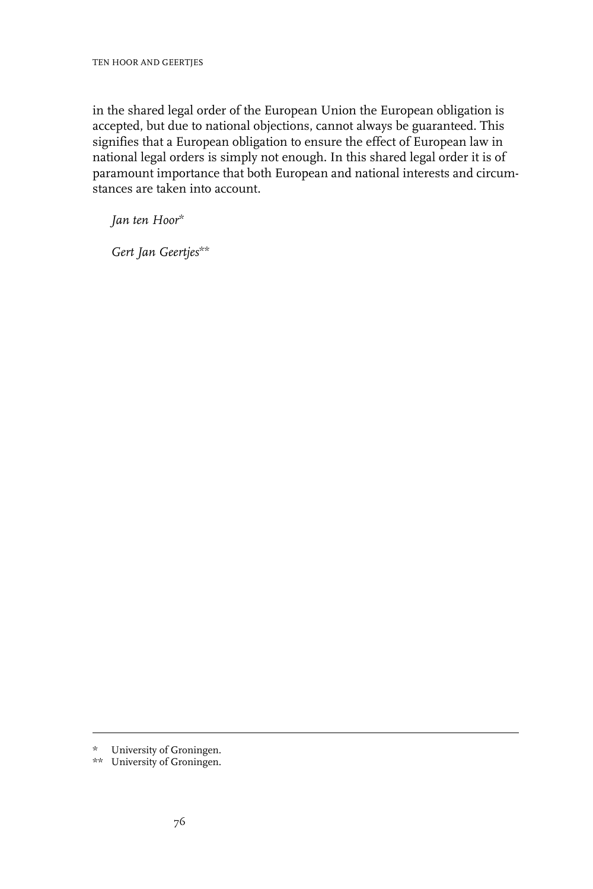in the shared legal order of the European Union the European obligation is accepted, but due to national objections, cannot always be guaranteed. This signifies that a European obligation to ensure the effect of European law in national legal orders is simply not enough. In this shared legal order it is of paramount importance that both European and national interests and circumstances are taken into account.

*Jan ten Hoor**

*Gert Jan Geertjes***

---

\* University of Groningen.

\*\* University of Groningen.